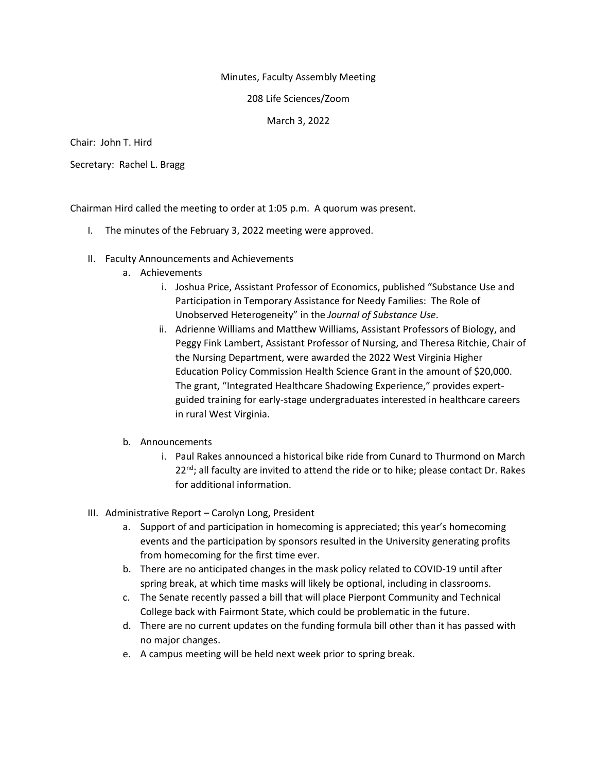Minutes, Faculty Assembly Meeting

208 Life Sciences/Zoom

March 3, 2022

Chair: John T. Hird

Secretary: Rachel L. Bragg

Chairman Hird called the meeting to order at 1:05 p.m. A quorum was present.

I. The minutes of the February 3, 2022 meeting were approved.

II. Faculty Announcements and Achievements
   a. Achievements
      i. Joshua Price, Assistant Professor of Economics, published "Substance Use and Participation in Temporary Assistance for Needy Families: The Role of Unobserved Heterogeneity" in the *Journal of Substance Use*.
      ii. Adrienne Williams and Matthew Williams, Assistant Professors of Biology, and Peggy Fink Lambert, Assistant Professor of Nursing, and Theresa Ritchie, Chair of the Nursing Department, were awarded the 2022 West Virginia Higher Education Policy Commission Health Science Grant in the amount of $20,000. The grant, "Integrated Healthcare Shadowing Experience," provides expert-guided training for early-stage undergraduates interested in healthcare careers in rural West Virginia.

   b. Announcements
      i. Paul Rakes announced a historical bike ride from Cunard to Thurmond on March 22nd; all faculty are invited to attend the ride or to hike; please contact Dr. Rakes for additional information.

III. Administrative Report – Carolyn Long, President
   a. Support of and participation in homecoming is appreciated; this year's homecoming events and the participation by sponsors resulted in the University generating profits from homecoming for the first time ever.
   b. There are no anticipated changes in the mask policy related to COVID-19 until after spring break, at which time masks will likely be optional, including in classrooms.
   c. The Senate recently passed a bill that will place Pierpont Community and Technical College back with Fairmont State, which could be problematic in the future.
   d. There are no current updates on the funding formula bill other than it has passed with no major changes.
   e. A campus meeting will be held next week prior to spring break.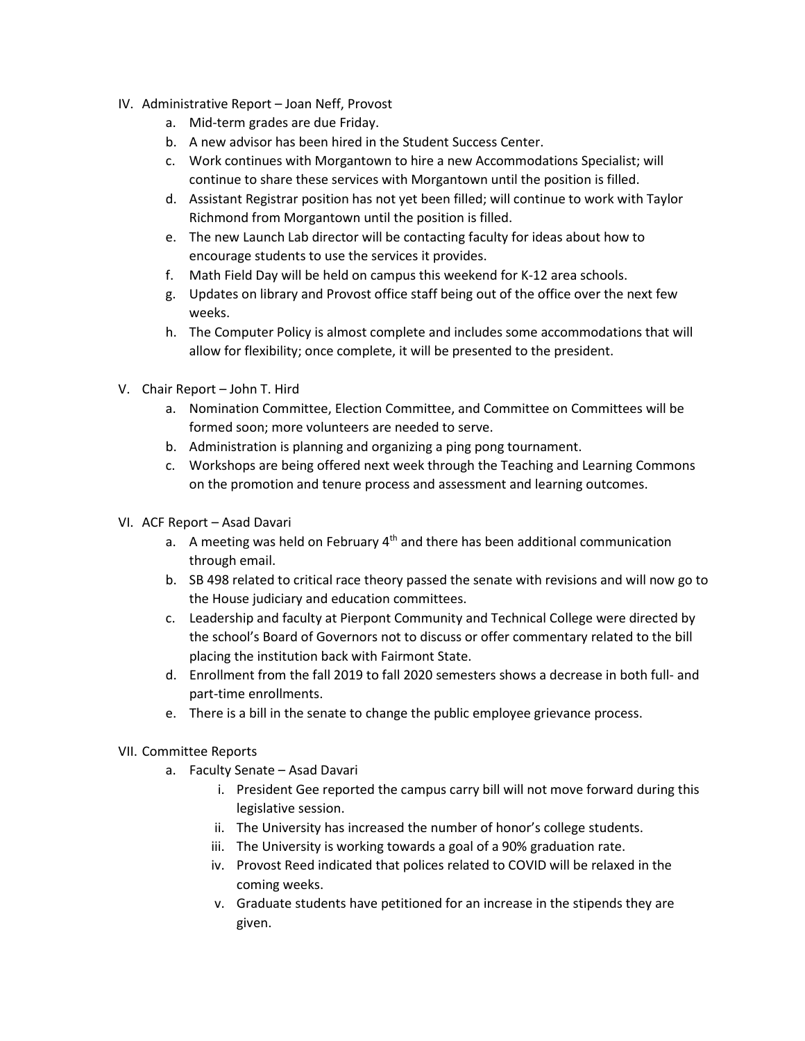IV. Administrative Report – Joan Neff, Provost
   a. Mid-term grades are due Friday.
   b. A new advisor has been hired in the Student Success Center.
   c. Work continues with Morgantown to hire a new Accommodations Specialist; will continue to share these services with Morgantown until the position is filled.
   d. Assistant Registrar position has not yet been filled; will continue to work with Taylor Richmond from Morgantown until the position is filled.
   e. The new Launch Lab director will be contacting faculty for ideas about how to encourage students to use the services it provides.
   f. Math Field Day will be held on campus this weekend for K-12 area schools.
   g. Updates on library and Provost office staff being out of the office over the next few weeks.
   h. The Computer Policy is almost complete and includes some accommodations that will allow for flexibility; once complete, it will be presented to the president.

V. Chair Report – John T. Hird
   a. Nomination Committee, Election Committee, and Committee on Committees will be formed soon; more volunteers are needed to serve.
   b. Administration is planning and organizing a ping pong tournament.
   c. Workshops are being offered next week through the Teaching and Learning Commons on the promotion and tenure process and assessment and learning outcomes.

VI. ACF Report – Asad Davari
   a. A meeting was held on February 4th and there has been additional communication through email.
   b. SB 498 related to critical race theory passed the senate with revisions and will now go to the House judiciary and education committees.
   c. Leadership and faculty at Pierpont Community and Technical College were directed by the school's Board of Governors not to discuss or offer commentary related to the bill placing the institution back with Fairmont State.
   d. Enrollment from the fall 2019 to fall 2020 semesters shows a decrease in both full- and part-time enrollments.
   e. There is a bill in the senate to change the public employee grievance process.

VII. Committee Reports
   a. Faculty Senate – Asad Davari
      i. President Gee reported the campus carry bill will not move forward during this legislative session.
      ii. The University has increased the number of honor's college students.
      iii. The University is working towards a goal of a 90% graduation rate.
      iv. Provost Reed indicated that polices related to COVID will be relaxed in the coming weeks.
      v. Graduate students have petitioned for an increase in the stipends they are given.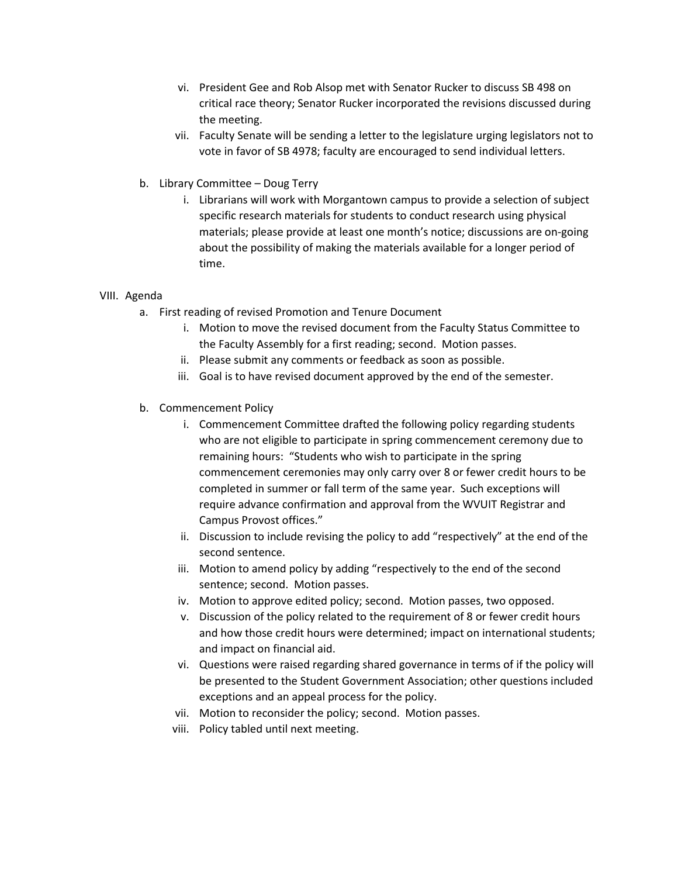vi. President Gee and Rob Alsop met with Senator Rucker to discuss SB 498 on critical race theory; Senator Rucker incorporated the revisions discussed during the meeting.

vii. Faculty Senate will be sending a letter to the legislature urging legislators not to vote in favor of SB 4978; faculty are encouraged to send individual letters.

b. Library Committee – Doug Terry

   i. Librarians will work with Morgantown campus to provide a selection of subject specific research materials for students to conduct research using physical materials; please provide at least one month's notice; discussions are on-going about the possibility of making the materials available for a longer period of time.

VIII. Agenda

a. First reading of revised Promotion and Tenure Document

   i. Motion to move the revised document from the Faculty Status Committee to the Faculty Assembly for a first reading; second. Motion passes.
   ii. Please submit any comments or feedback as soon as possible.
   iii. Goal is to have revised document approved by the end of the semester.

b. Commencement Policy

   i. Commencement Committee drafted the following policy regarding students who are not eligible to participate in spring commencement ceremony due to remaining hours: "Students who wish to participate in the spring commencement ceremonies may only carry over 8 or fewer credit hours to be completed in summer or fall term of the same year. Such exceptions will require advance confirmation and approval from the WVUIT Registrar and Campus Provost offices."
   ii. Discussion to include revising the policy to add "respectively" at the end of the second sentence.
   iii. Motion to amend policy by adding "respectively to the end of the second sentence; second. Motion passes.
   iv. Motion to approve edited policy; second. Motion passes, two opposed.
   v. Discussion of the policy related to the requirement of 8 or fewer credit hours and how those credit hours were determined; impact on international students; and impact on financial aid.
   vi. Questions were raised regarding shared governance in terms of if the policy will be presented to the Student Government Association; other questions included exceptions and an appeal process for the policy.
   vii. Motion to reconsider the policy; second. Motion passes.
   viii. Policy tabled until next meeting.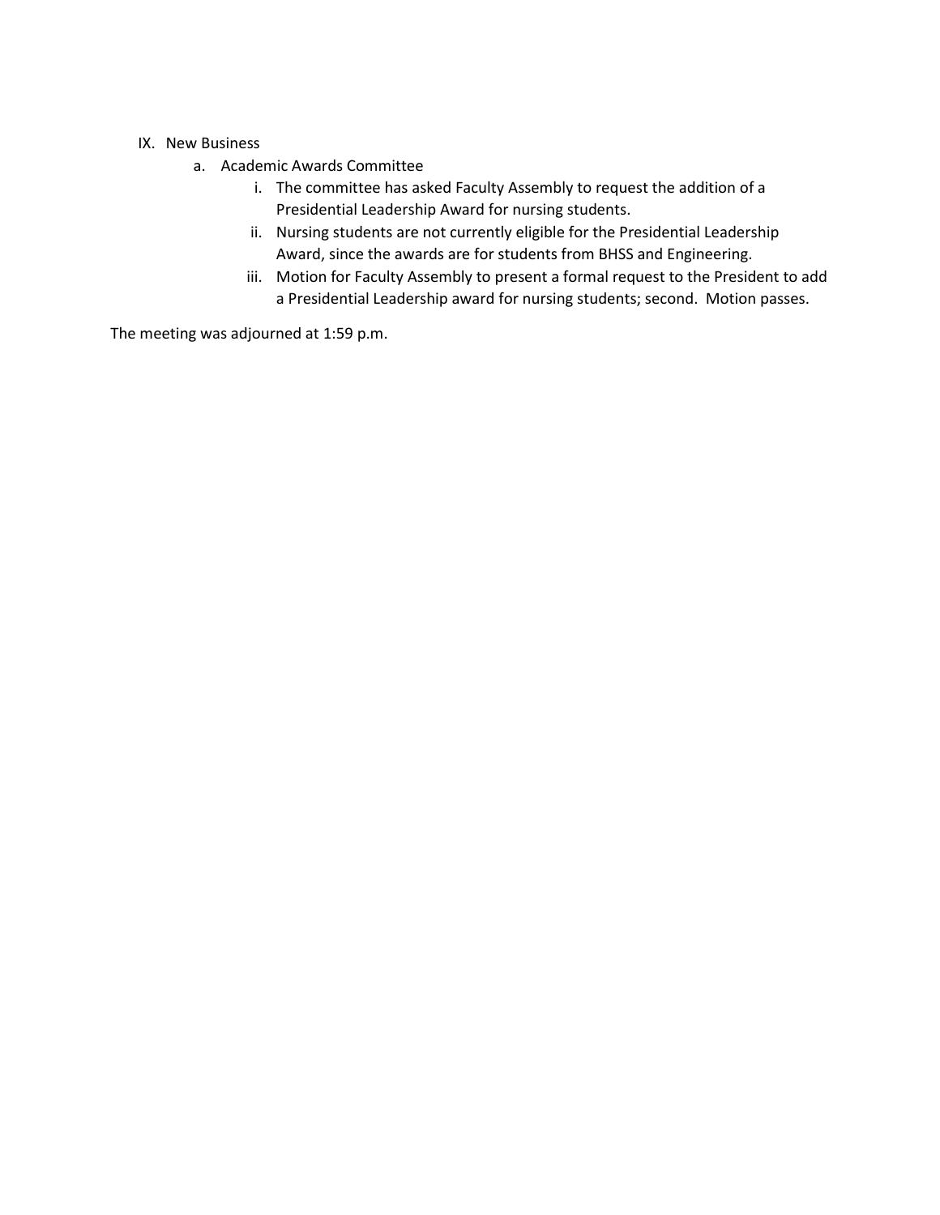IX. New Business
   a. Academic Awards Committee
      i. The committee has asked Faculty Assembly to request the addition of a Presidential Leadership Award for nursing students.
      ii. Nursing students are not currently eligible for the Presidential Leadership Award, since the awards are for students from BHSS and Engineering.
      iii. Motion for Faculty Assembly to present a formal request to the President to add a Presidential Leadership award for nursing students; second. Motion passes.

The meeting was adjourned at 1:59 p.m.